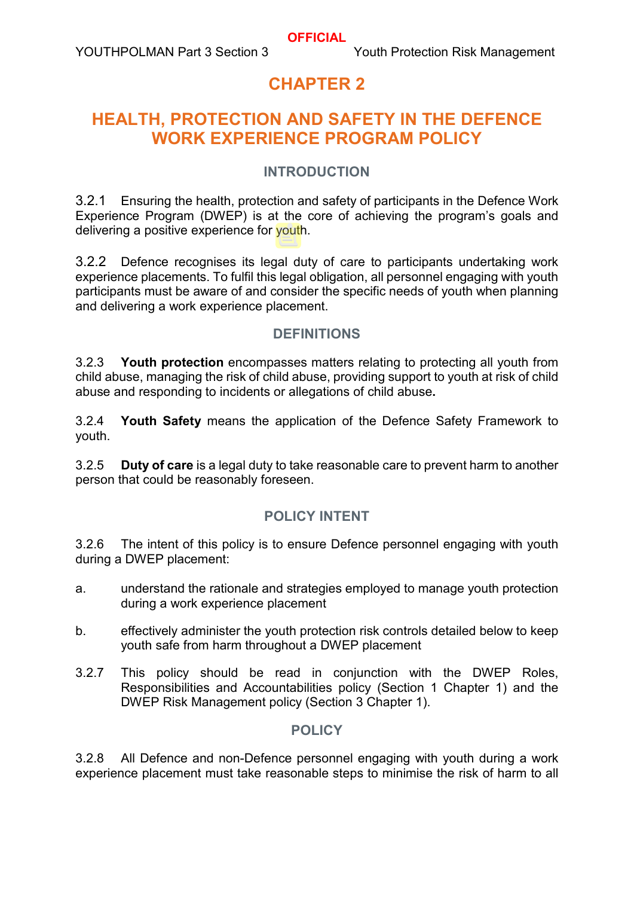# CHAPTER 2

# HEALTH, PROTECTION AND SAFETY IN THE DEFENCE WORK EXPERIENCE PROGRAM POLICY

## INTRODUCTION

3.2.1 Ensuring the health, protection and safety of participants in the Defence Work Experience Program (DWEP) is at the core of achieving the program's goals and delivering a positive experience for youth.

3.2.2 Defence recognises its legal duty of care to participants undertaking work experience placements. To fulfil this legal obligation, all personnel engaging with youth participants must be aware of and consider the specific needs of youth when planning and delivering a work experience placement.

## DEFINITIONS

3.2.3 **Youth protection** encompasses matters relating to protecting all youth from child abuse, managing the risk of child abuse, providing support to youth at risk of child abuse and responding to incidents or allegations of child abuse**.**

3.2.4 **Youth Safety** means the application of the Defence Safety Framework to youth.

3.2.5 **Duty of care** is a legal duty to take reasonable care to prevent harm to another person that could be reasonably foreseen.

## POLICY INTENT

3.2.6 The intent of this policy is to ensure Defence personnel engaging with youth during a DWEP placement:

a. understand the rationale and strategies employed to manage youth protection during a work experience placement

b. effectively administer the youth protection risk controls detailed below to keep youth safe from harm throughout a DWEP placement

3.2.7 This policy should be read in conjunction with the DWEP Roles, Responsibilities and Accountabilities policy (Section 1 Chapter 1) and the DWEP Risk Management policy (Section 3 Chapter 1).

## POLICY

3.2.8 All Defence and non-Defence personnel engaging with youth during a work experience placement must take reasonable steps to minimise the risk of harm to all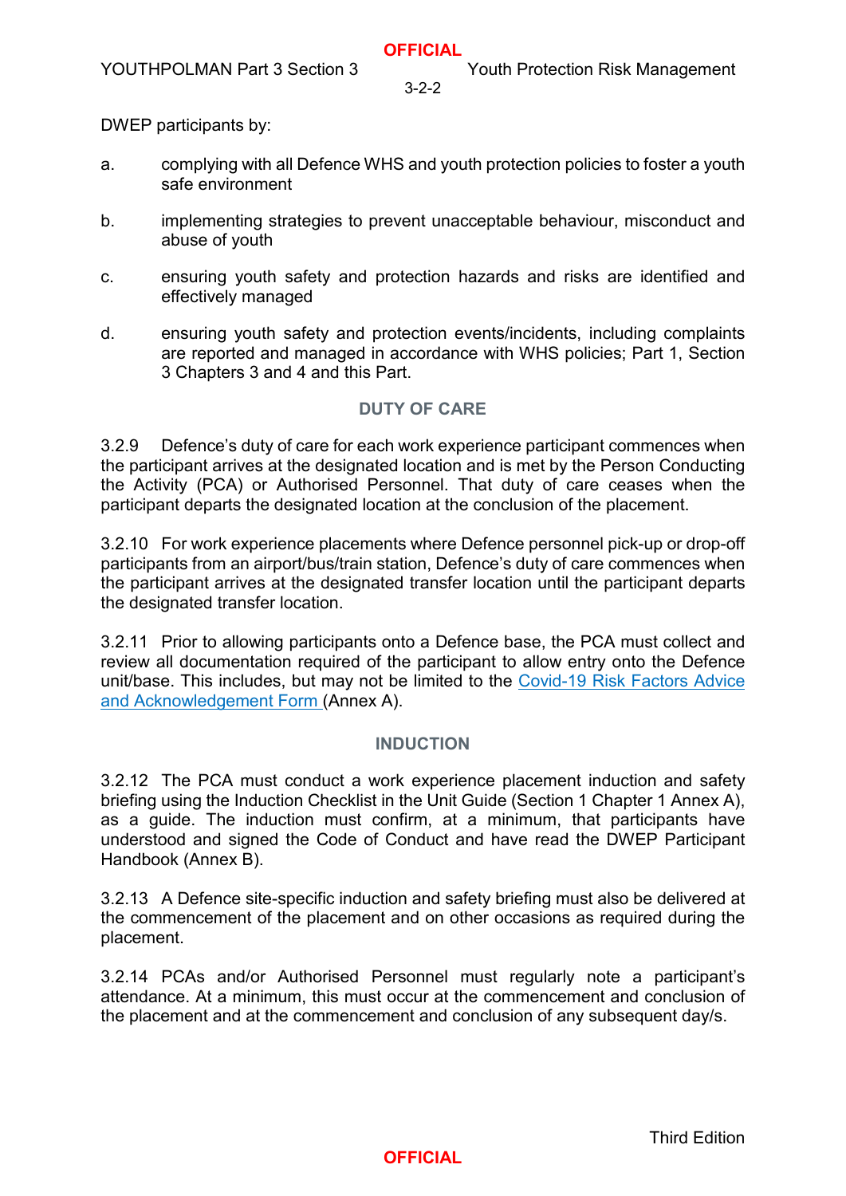DWEP participants by:

a. complying with all Defence WHS and youth protection policies to foster a youth safe environment

b. implementing strategies to prevent unacceptable behaviour, misconduct and abuse of youth

c. ensuring youth safety and protection hazards and risks are identified and effectively managed

d. ensuring youth safety and protection events/incidents, including complaints are reported and managed in accordance with WHS policies; Part 1, Section 3 Chapters 3 and 4 and this Part.

## DUTY OF CARE

3.2.9 Defence's duty of care for each work experience participant commences when the participant arrives at the designated location and is met by the Person Conducting the Activity (PCA) or Authorised Personnel. That duty of care ceases when the participant departs the designated location at the conclusion of the placement.

3.2.10 For work experience placements where Defence personnel pick-up or drop-off participants from an airport/bus/train station, Defence's duty of care commences when the participant arrives at the designated transfer location until the participant departs the designated transfer location.

3.2.11 Prior to allowing participants onto a Defence base, the PCA must collect and review all documentation required of the participant to allow entry onto the Defence unit/base. This includes, but may not be limited to the Covid-19 Risk Factors Advice and Acknowledgement Form (Annex A).

## INDUCTION

3.2.12 The PCA must conduct a work experience placement induction and safety briefing using the Induction Checklist in the Unit Guide (Section 1 Chapter 1 Annex A), as a guide. The induction must confirm, at a minimum, that participants have understood and signed the Code of Conduct and have read the DWEP Participant Handbook (Annex B).

3.2.13 A Defence site-specific induction and safety briefing must also be delivered at the commencement of the placement and on other occasions as required during the placement.

3.2.14 PCAs and/or Authorised Personnel must regularly note a participant's attendance. At a minimum, this must occur at the commencement and conclusion of the placement and at the commencement and conclusion of any subsequent day/s.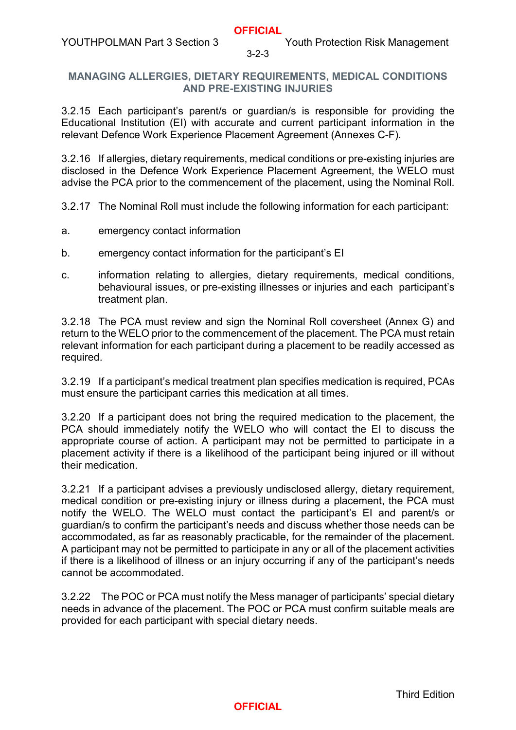## MANAGING ALLERGIES, DIETARY REQUIREMENTS, MEDICAL CONDITIONS AND PRE-EXISTING INJURIES

3.2.15 Each participant's parent/s or guardian/s is responsible for providing the Educational Institution (EI) with accurate and current participant information in the relevant Defence Work Experience Placement Agreement (Annexes C-F).

3.2.16 If allergies, dietary requirements, medical conditions or pre-existing injuries are disclosed in the Defence Work Experience Placement Agreement, the WELO must advise the PCA prior to the commencement of the placement, using the Nominal Roll.

3.2.17 The Nominal Roll must include the following information for each participant:

a. emergency contact information

b. emergency contact information for the participant's EI

c. information relating to allergies, dietary requirements, medical conditions, behavioural issues, or pre-existing illnesses or injuries and each participant's treatment plan.

3.2.18 The PCA must review and sign the Nominal Roll coversheet (Annex G) and return to the WELO prior to the commencement of the placement. The PCA must retain relevant information for each participant during a placement to be readily accessed as required.

3.2.19 If a participant's medical treatment plan specifies medication is required, PCAs must ensure the participant carries this medication at all times.

3.2.20 If a participant does not bring the required medication to the placement, the PCA should immediately notify the WELO who will contact the EI to discuss the appropriate course of action. A participant may not be permitted to participate in a placement activity if there is a likelihood of the participant being injured or ill without their medication.

3.2.21 If a participant advises a previously undisclosed allergy, dietary requirement, medical condition or pre-existing injury or illness during a placement, the PCA must notify the WELO. The WELO must contact the participant's EI and parent/s or guardian/s to confirm the participant's needs and discuss whether those needs can be accommodated, as far as reasonably practicable, for the remainder of the placement. A participant may not be permitted to participate in any or all of the placement activities if there is a likelihood of illness or an injury occurring if any of the participant's needs cannot be accommodated.

3.2.22 The POC or PCA must notify the Mess manager of participants' special dietary needs in advance of the placement. The POC or PCA must confirm suitable meals are provided for each participant with special dietary needs.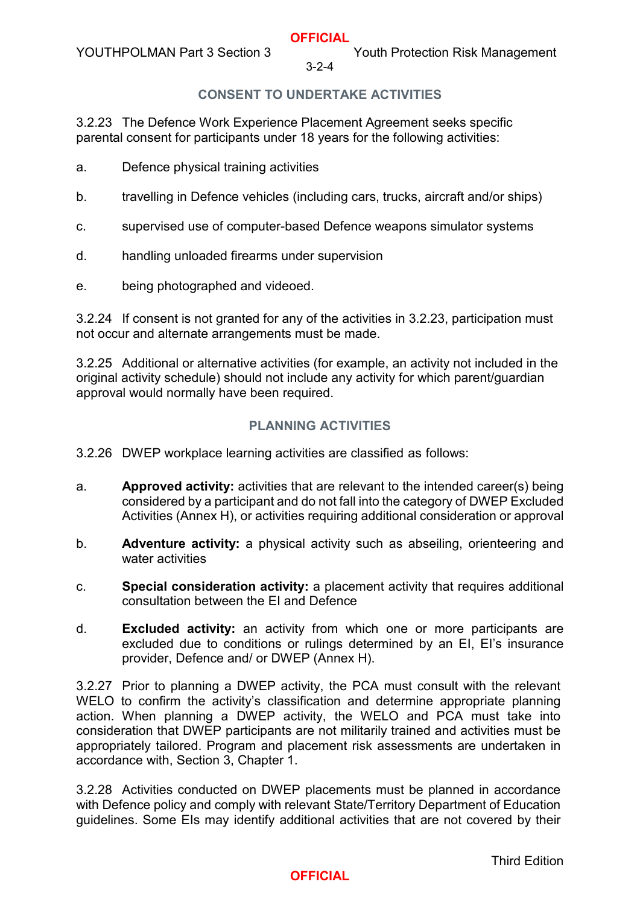## CONSENT TO UNDERTAKE ACTIVITIES

3.2.23 The Defence Work Experience Placement Agreement seeks specific parental consent for participants under 18 years for the following activities:

a. Defence physical training activities

b. travelling in Defence vehicles (including cars, trucks, aircraft and/or ships)

c. supervised use of computer-based Defence weapons simulator systems

d. handling unloaded firearms under supervision

e. being photographed and videoed.

3.2.24 If consent is not granted for any of the activities in 3.2.23, participation must not occur and alternate arrangements must be made.

3.2.25 Additional or alternative activities (for example, an activity not included in the original activity schedule) should not include any activity for which parent/guardian approval would normally have been required.

## PLANNING ACTIVITIES

3.2.26 DWEP workplace learning activities are classified as follows:

a. **Approved activity:** activities that are relevant to the intended career(s) being considered by a participant and do not fall into the category of DWEP Excluded Activities (Annex H), or activities requiring additional consideration or approval

b. **Adventure activity:** a physical activity such as abseiling, orienteering and water activities

c. **Special consideration activity:** a placement activity that requires additional consultation between the EI and Defence

d. **Excluded activity:** an activity from which one or more participants are excluded due to conditions or rulings determined by an EI, EI's insurance provider, Defence and/ or DWEP (Annex H).

3.2.27 Prior to planning a DWEP activity, the PCA must consult with the relevant WELO to confirm the activity's classification and determine appropriate planning action. When planning a DWEP activity, the WELO and PCA must take into consideration that DWEP participants are not militarily trained and activities must be appropriately tailored. Program and placement risk assessments are undertaken in accordance with, Section 3, Chapter 1.

3.2.28 Activities conducted on DWEP placements must be planned in accordance with Defence policy and comply with relevant State/Territory Department of Education guidelines. Some EIs may identify additional activities that are not covered by their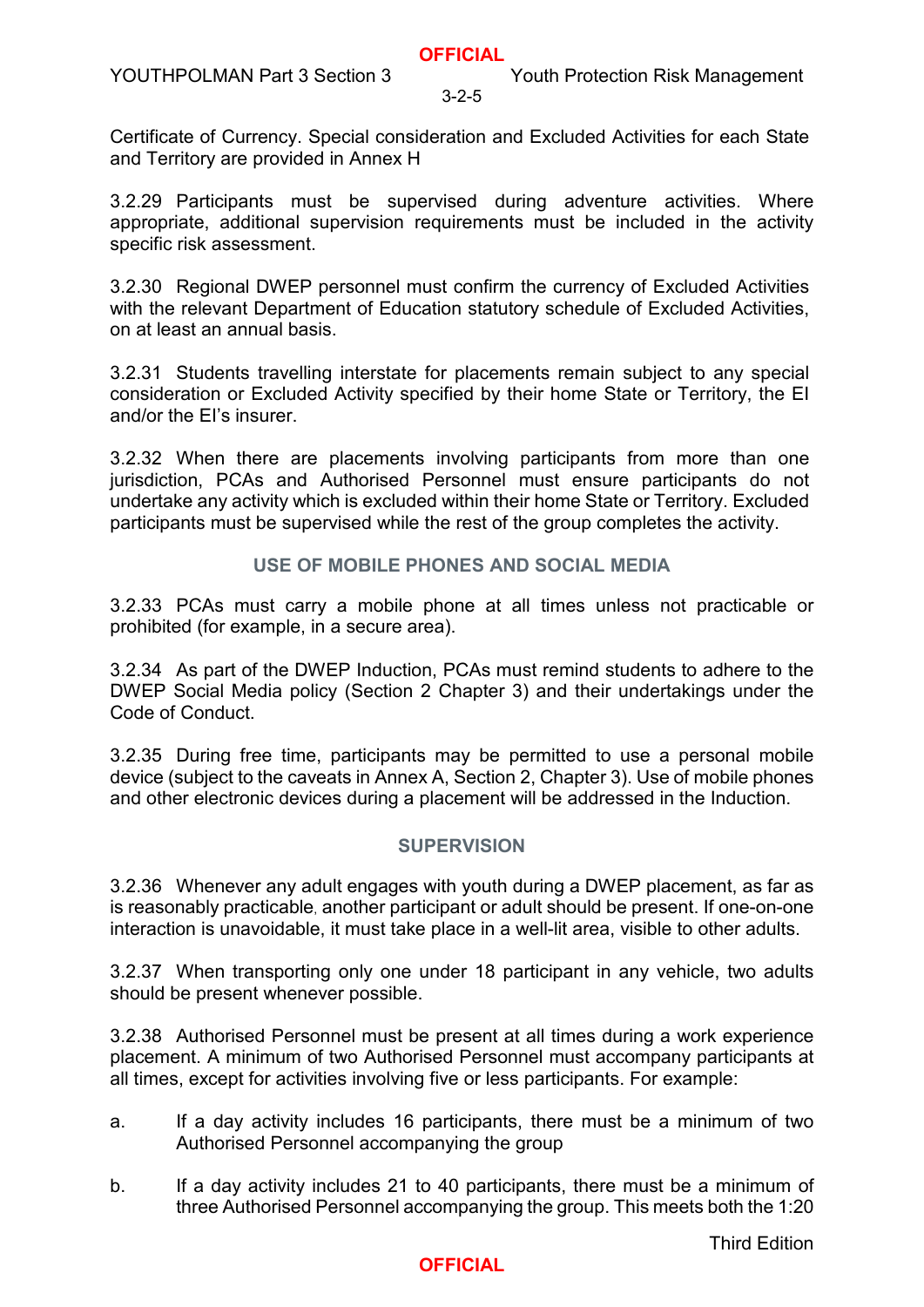Certificate of Currency. Special consideration and Excluded Activities for each State and Territory are provided in Annex H

3.2.29 Participants must be supervised during adventure activities. Where appropriate, additional supervision requirements must be included in the activity specific risk assessment.

3.2.30 Regional DWEP personnel must confirm the currency of Excluded Activities with the relevant Department of Education statutory schedule of Excluded Activities, on at least an annual basis.

3.2.31 Students travelling interstate for placements remain subject to any special consideration or Excluded Activity specified by their home State or Territory, the EI and/or the EI's insurer.

3.2.32 When there are placements involving participants from more than one jurisdiction, PCAs and Authorised Personnel must ensure participants do not undertake any activity which is excluded within their home State or Territory. Excluded participants must be supervised while the rest of the group completes the activity.

## USE OF MOBILE PHONES AND SOCIAL MEDIA

3.2.33 PCAs must carry a mobile phone at all times unless not practicable or prohibited (for example, in a secure area).

3.2.34 As part of the DWEP Induction, PCAs must remind students to adhere to the DWEP Social Media policy (Section 2 Chapter 3) and their undertakings under the Code of Conduct.

3.2.35 During free time, participants may be permitted to use a personal mobile device (subject to the caveats in Annex A, Section 2, Chapter 3). Use of mobile phones and other electronic devices during a placement will be addressed in the Induction.

## SUPERVISION

3.2.36 Whenever any adult engages with youth during a DWEP placement, as far as is reasonably practicable, another participant or adult should be present. If one-on-one interaction is unavoidable, it must take place in a well-lit area, visible to other adults.

3.2.37 When transporting only one under 18 participant in any vehicle, two adults should be present whenever possible.

3.2.38 Authorised Personnel must be present at all times during a work experience placement. A minimum of two Authorised Personnel must accompany participants at all times, except for activities involving five or less participants. For example:

a. If a day activity includes 16 participants, there must be a minimum of two Authorised Personnel accompanying the group

b. If a day activity includes 21 to 40 participants, there must be a minimum of three Authorised Personnel accompanying the group. This meets both the 1:20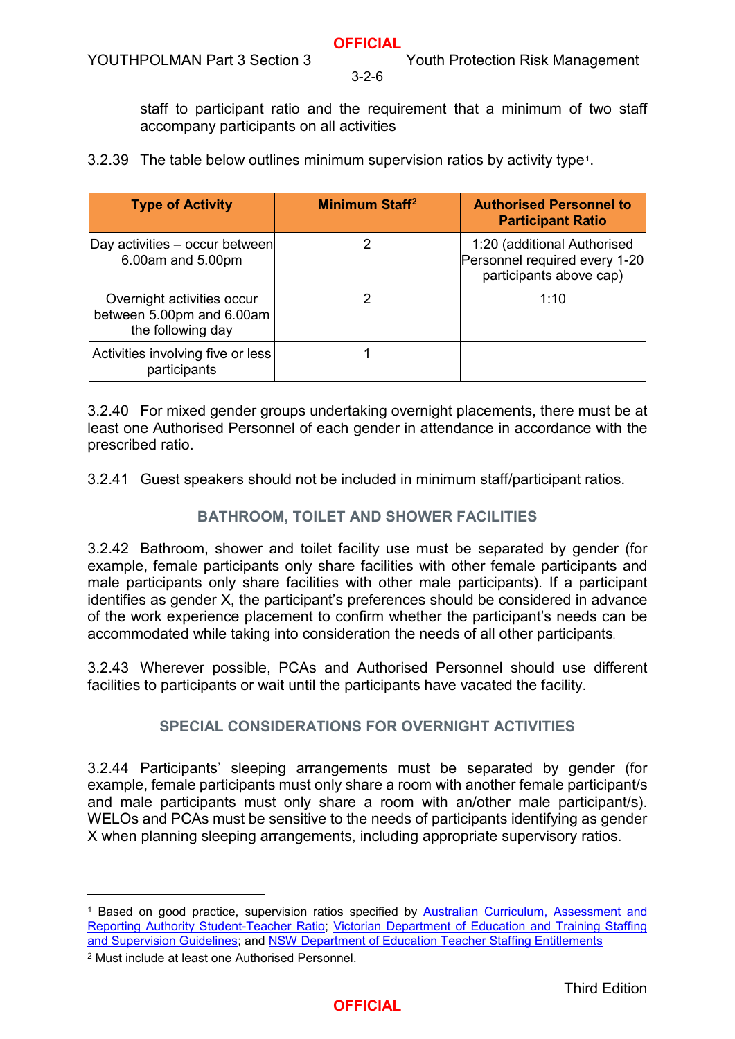staff to participant ratio and the requirement that a minimum of two staff accompany participants on all activities

3.2.39 The table below outlines minimum supervision ratios by activity type[1].

| Type of Activity | Minimum Staff[2] | Authorised Personnel to Participant Ratio |
|---|---|---|
| Day activities – occur between 6.00am and 5.00pm | 2 | 1:20 (additional Authorised Personnel required every 1-20 participants above cap) |
| Overnight activities occur between 5.00pm and 6.00am the following day | 2 | 1:10 |
| Activities involving five or less participants | 1 | |

3.2.40 For mixed gender groups undertaking overnight placements, there must be at least one Authorised Personnel of each gender in attendance in accordance with the prescribed ratio.

3.2.41 Guest speakers should not be included in minimum staff/participant ratios.

## BATHROOM, TOILET AND SHOWER FACILITIES

3.2.42 Bathroom, shower and toilet facility use must be separated by gender (for example, female participants only share facilities with other female participants and male participants only share facilities with other male participants). If a participant identifies as gender X, the participant's preferences should be considered in advance of the work experience placement to confirm whether the participant's needs can be accommodated while taking into consideration the needs of all other participants.

3.2.43 Wherever possible, PCAs and Authorised Personnel should use different facilities to participants or wait until the participants have vacated the facility.

## SPECIAL CONSIDERATIONS FOR OVERNIGHT ACTIVITIES

3.2.44 Participants' sleeping arrangements must be separated by gender (for example, female participants must only share a room with another female participant/s and male participants must only share a room with an/other male participant/s). WELOs and PCAs must be sensitive to the needs of participants identifying as gender X when planning sleeping arrangements, including appropriate supervisory ratios.

---

[1] Based on good practice, supervision ratios specified by Australian Curriculum, Assessment and Reporting Authority Student-Teacher Ratio; Victorian Department of Education and Training Staffing and Supervision Guidelines; and NSW Department of Education Teacher Staffing Entitlements

[2] Must include at least one Authorised Personnel.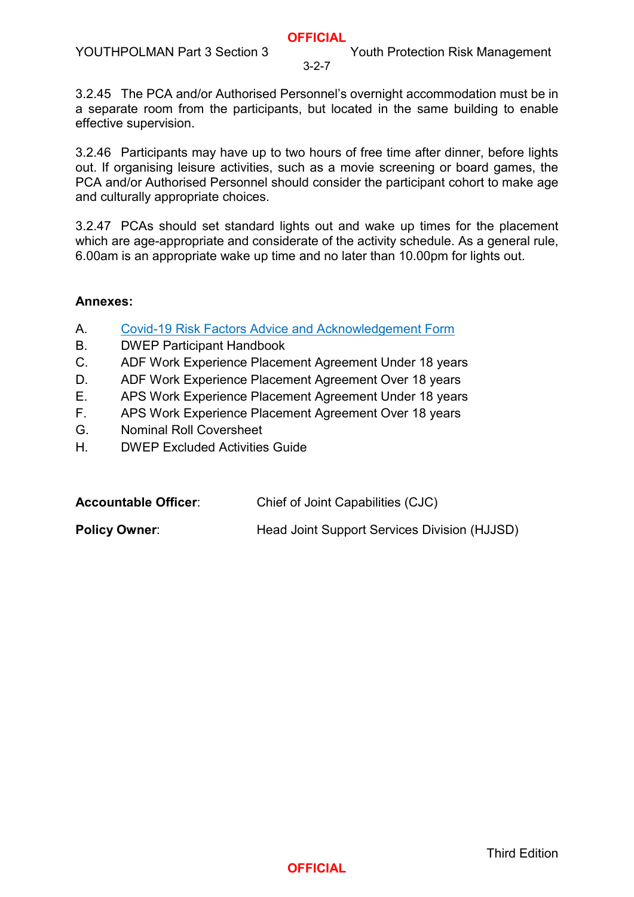3.2.45 The PCA and/or Authorised Personnel's overnight accommodation must be in a separate room from the participants, but located in the same building to enable effective supervision.

3.2.46 Participants may have up to two hours of free time after dinner, before lights out. If organising leisure activities, such as a movie screening or board games, the PCA and/or Authorised Personnel should consider the participant cohort to make age and culturally appropriate choices.

3.2.47 PCAs should set standard lights out and wake up times for the placement which are age-appropriate and considerate of the activity schedule. As a general rule, 6.00am is an appropriate wake up time and no later than 10.00pm for lights out.

**Annexes:**

A. Covid-19 Risk Factors Advice and Acknowledgement Form
B. DWEP Participant Handbook
C. ADF Work Experience Placement Agreement Under 18 years
D. ADF Work Experience Placement Agreement Over 18 years
E. APS Work Experience Placement Agreement Under 18 years
F. APS Work Experience Placement Agreement Over 18 years
G. Nominal Roll Coversheet
H. DWEP Excluded Activities Guide

**Accountable Officer**: Chief of Joint Capabilities (CJC)

**Policy Owner**: Head Joint Support Services Division (HJJSD)